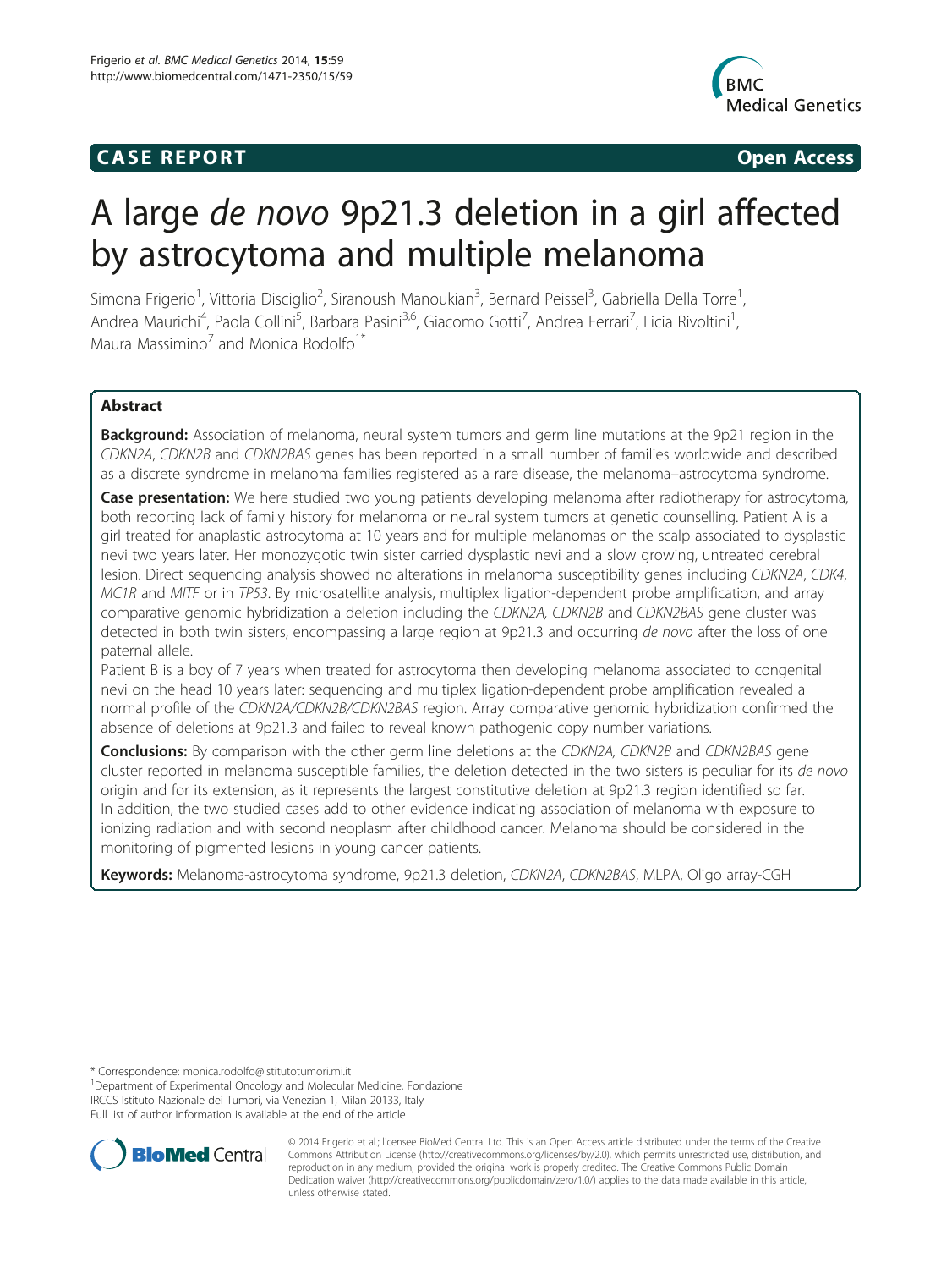**CASE REPORT** **Open Access**

# A large *de novo* 9p21.3 deletion in a girl affected by astrocytoma and multiple melanoma

Simona Frigerio[1], Vittoria Disciglio[2], Siranoush Manoukian[3], Bernard Peissel[3], Gabriella Della Torre[1], Andrea Maurichi[4], Paola Collini[5], Barbara Pasini[3,6], Giacomo Gotti[7], Andrea Ferrari[7], Licia Rivoltini[1], Maura Massimino[7] and Monica Rodolfo[1*]

## Abstract

**Background:** Association of melanoma, neural system tumors and germ line mutations at the 9p21 region in the *CDKN2A*, *CDKN2B* and *CDKN2BAS* genes has been reported in a small number of families worldwide and described as a discrete syndrome in melanoma families registered as a rare disease, the melanoma–astrocytoma syndrome.

**Case presentation:** We here studied two young patients developing melanoma after radiotherapy for astrocytoma, both reporting lack of family history for melanoma or neural system tumors at genetic counselling. Patient A is a girl treated for anaplastic astrocytoma at 10 years and for multiple melanomas on the scalp associated to dysplastic nevi two years later. Her monozygotic twin sister carried dysplastic nevi and a slow growing, untreated cerebral lesion. Direct sequencing analysis showed no alterations in melanoma susceptibility genes including *CDKN2A*, *CDK4*, *MC1R* and *MITF* or in *TP53*. By microsatellite analysis, multiplex ligation-dependent probe amplification, and array comparative genomic hybridization a deletion including the *CDKN2A*, *CDKN2B* and *CDKN2BAS* gene cluster was detected in both twin sisters, encompassing a large region at 9p21.3 and occurring *de novo* after the loss of one paternal allele.

Patient B is a boy of 7 years when treated for astrocytoma then developing melanoma associated to congenital nevi on the head 10 years later: sequencing and multiplex ligation-dependent probe amplification revealed a normal profile of the *CDKN2A/CDKN2B/CDKN2BAS* region. Array comparative genomic hybridization confirmed the absence of deletions at 9p21.3 and failed to reveal known pathogenic copy number variations.

**Conclusions:** By comparison with the other germ line deletions at the *CDKN2A, CDKN2B* and *CDKN2BAS* gene cluster reported in melanoma susceptible families, the deletion detected in the two sisters is peculiar for its *de novo* origin and for its extension, as it represents the largest constitutive deletion at 9p21.3 region identified so far. In addition, the two studied cases add to other evidence indicating association of melanoma with exposure to ionizing radiation and with second neoplasm after childhood cancer. Melanoma should be considered in the monitoring of pigmented lesions in young cancer patients.

**Keywords:** Melanoma-astrocytoma syndrome, 9p21.3 deletion, *CDKN2A*, *CDKN2BAS*, MLPA, Oligo array-CGH

\* Correspondence: monica.rodolfo@istitutotumori.mi.it
[1]Department of Experimental Oncology and Molecular Medicine, Fondazione IRCCS Istituto Nazionale dei Tumori, via Venezian 1, Milan 20133, Italy
Full list of author information is available at the end of the article

© 2014 Frigerio et al.; licensee BioMed Central Ltd. This is an Open Access article distributed under the terms of the Creative Commons Attribution License (http://creativecommons.org/licenses/by/2.0), which permits unrestricted use, distribution, and reproduction in any medium, provided the original work is properly credited. The Creative Commons Public Domain Dedication waiver (http://creativecommons.org/publicdomain/zero/1.0/) applies to the data made available in this article, unless otherwise stated.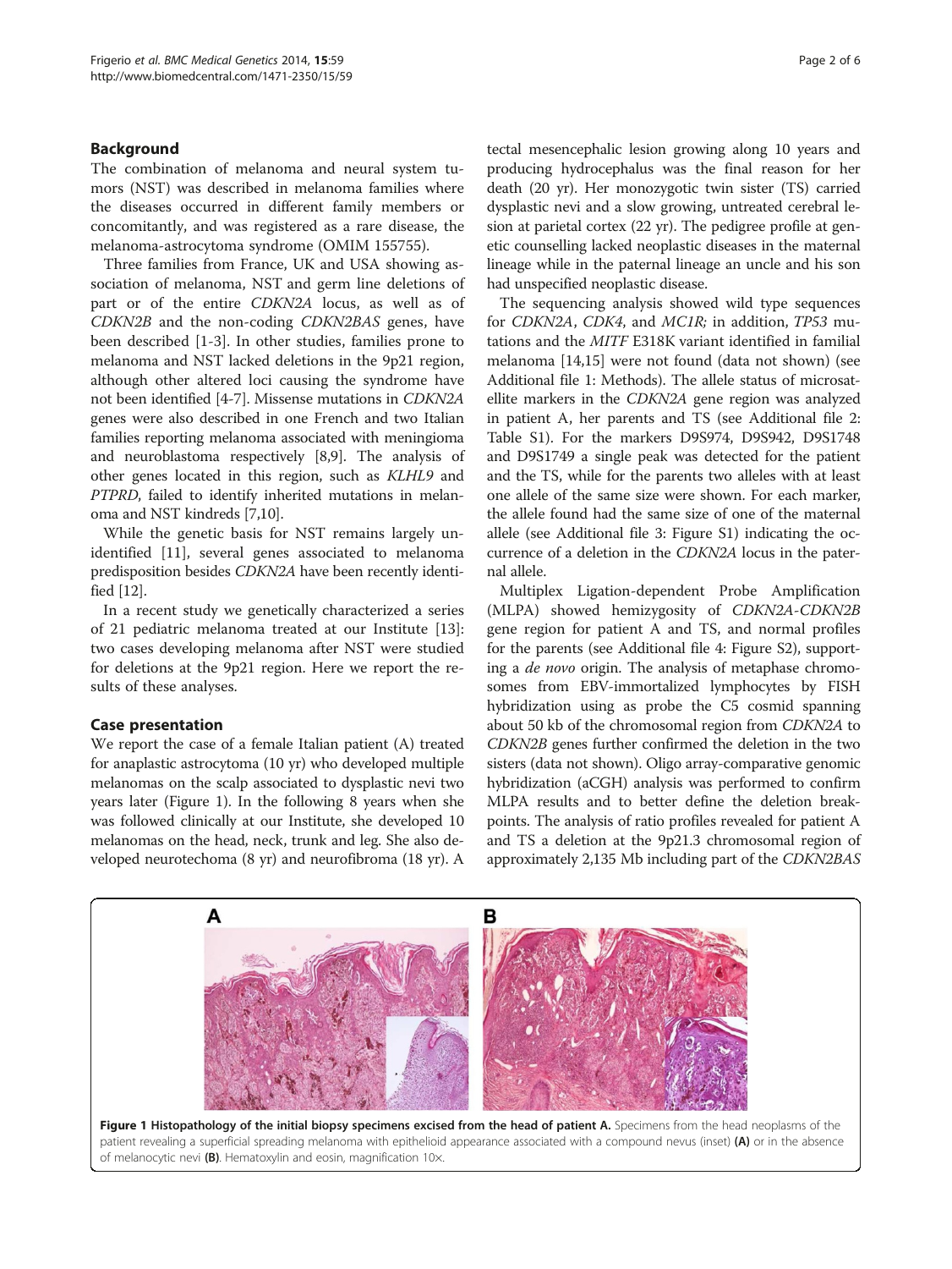## Background

The combination of melanoma and neural system tumors (NST) was described in melanoma families where the diseases occurred in different family members or concomitantly, and was registered as a rare disease, the melanoma-astrocytoma syndrome (OMIM 155755).

Three families from France, UK and USA showing association of melanoma, NST and germ line deletions of part or of the entire *CDKN2A* locus, as well as of *CDKN2B* and the non-coding *CDKN2BAS* genes, have been described [1-3]. In other studies, families prone to melanoma and NST lacked deletions in the 9p21 region, although other altered loci causing the syndrome have not been identified [4-7]. Missense mutations in *CDKN2A* genes were also described in one French and two Italian families reporting melanoma associated with meningioma and neuroblastoma respectively [8,9]. The analysis of other genes located in this region, such as *KLHL9* and *PTPRD*, failed to identify inherited mutations in melanoma and NST kindreds [7,10].

While the genetic basis for NST remains largely unidentified [11], several genes associated to melanoma predisposition besides *CDKN2A* have been recently identified [12].

In a recent study we genetically characterized a series of 21 pediatric melanoma treated at our Institute [13]: two cases developing melanoma after NST were studied for deletions at the 9p21 region. Here we report the results of these analyses.

## Case presentation

We report the case of a female Italian patient (A) treated for anaplastic astrocytoma (10 yr) who developed multiple melanomas on the scalp associated to dysplastic nevi two years later (Figure 1). In the following 8 years when she was followed clinically at our Institute, she developed 10 melanomas on the head, neck, trunk and leg. She also developed neurotechoma (8 yr) and neurofibroma (18 yr). A tectal mesencephalic lesion growing along 10 years and producing hydrocephalus was the final reason for her death (20 yr). Her monozygotic twin sister (TS) carried dysplastic nevi and a slow growing, untreated cerebral lesion at parietal cortex (22 yr). The pedigree profile at genetic counselling lacked neoplastic diseases in the maternal lineage while in the paternal lineage an uncle and his son had unspecified neoplastic disease.

The sequencing analysis showed wild type sequences for *CDKN2A*, *CDK4*, and *MC1R;* in addition, *TP53* mutations and the *MITF* E318K variant identified in familial melanoma [14,15] were not found (data not shown) (see Additional file 1: Methods). The allele status of microsatellite markers in the *CDKN2A* gene region was analyzed in patient A, her parents and TS (see Additional file 2: Table S1). For the markers D9S974, D9S942, D9S1748 and D9S1749 a single peak was detected for the patient and the TS, while for the parents two alleles with at least one allele of the same size were shown. For each marker, the allele found had the same size of one of the maternal allele (see Additional file 3: Figure S1) indicating the occurrence of a deletion in the *CDKN2A* locus in the paternal allele.

Multiplex Ligation-dependent Probe Amplification (MLPA) showed hemizygosity of *CDKN2A-CDKN2B* gene region for patient A and TS, and normal profiles for the parents (see Additional file 4: Figure S2), supporting a *de novo* origin. The analysis of metaphase chromosomes from EBV-immortalized lymphocytes by FISH hybridization using as probe the C5 cosmid spanning about 50 kb of the chromosomal region from *CDKN2A* to *CDKN2B* genes further confirmed the deletion in the two sisters (data not shown). Oligo array-comparative genomic hybridization (aCGH) analysis was performed to confirm MLPA results and to better define the deletion breakpoints. The analysis of ratio profiles revealed for patient A and TS a deletion at the 9p21.3 chromosomal region of approximately 2,135 Mb including part of the *CDKN2BAS*

**Figure 1 Histopathology of the initial biopsy specimens excised from the head of patient A.** Specimens from the head neoplasms of the patient revealing a superficial spreading melanoma with epithelioid appearance associated with a compound nevus (inset) **(A)** or in the absence of melanocytic nevi **(B)**. Hematoxylin and eosin, magnification 10×.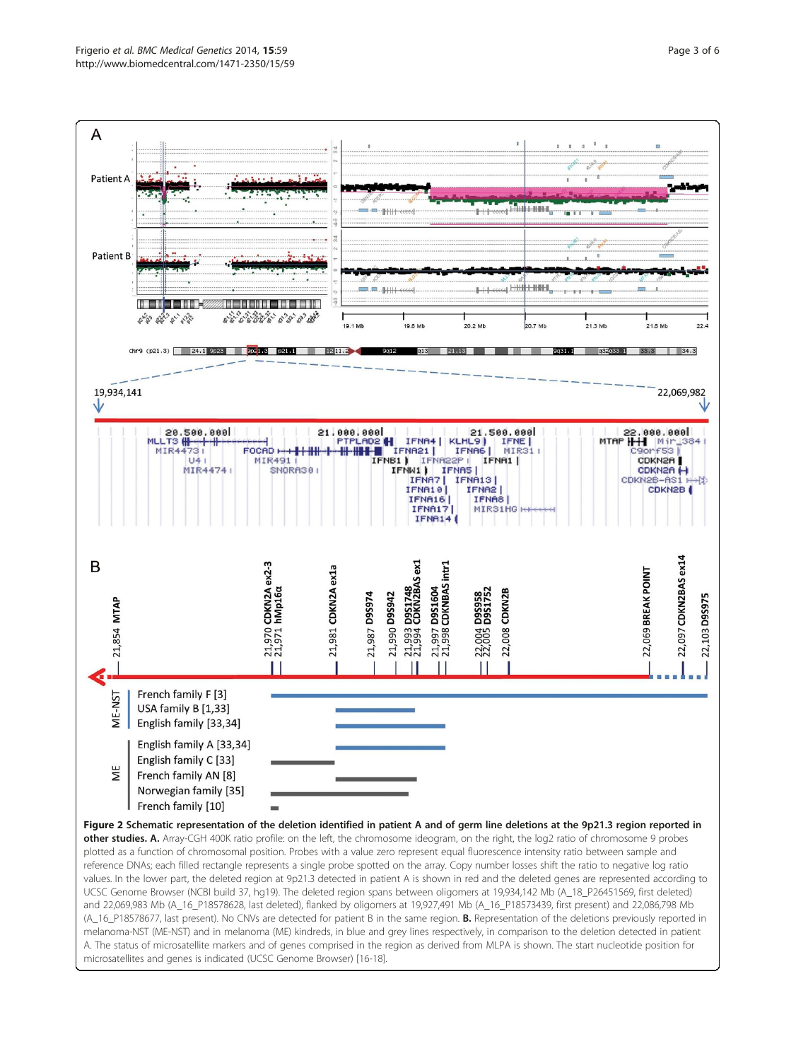**Figure 2 Schematic representation of the deletion identified in patient A and of germ line deletions at the 9p21.3 region reported in other studies. A.** Array-CGH 400K ratio profile: on the left, the chromosome ideogram, on the right, the log2 ratio of chromosome 9 probes plotted as a function of chromosomal position. Probes with a value zero represent equal fluorescence intensity ratio between sample and reference DNAs; each filled rectangle represents a single probe spotted on the array. Copy number losses shift the ratio to negative log ratio values. In the lower part, the deleted region at 9p21.3 detected in patient A is shown in red and the deleted genes are represented according to UCSC Genome Browser (NCBI build 37, hg19). The deleted region spans between oligomers at 19,934,142 Mb (A_18_P26451569, first deleted) and 22,069,983 Mb (A_16_P18578628, last deleted), flanked by oligomers at 19,927,491 Mb (A_16_P18573439, first present) and 22,086,798 Mb (A_16_P18578677, last present). No CNVs are detected for patient B in the same region. **B.** Representation of the deletions previously reported in melanoma-NST (ME-NST) and in melanoma (ME) kindreds, in blue and grey lines respectively, in comparison to the deletion detected in patient A. The status of microsatellite markers and of genes comprised in the region as derived from MLPA is shown. The start nucleotide position for microsatellites and genes is indicated (UCSC Genome Browser) [16-18].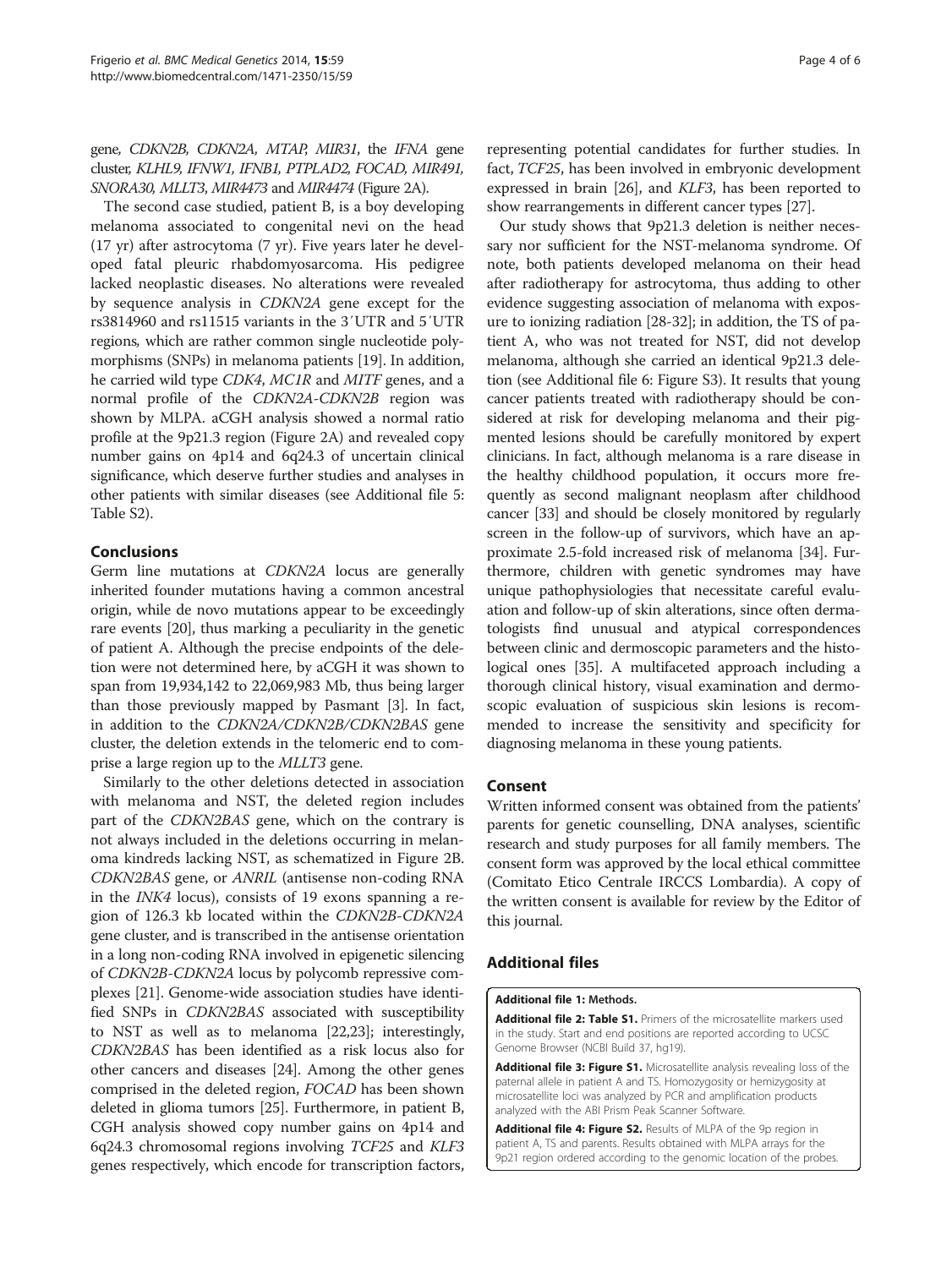gene, *CDKN2B*, *CDKN2A*, *MTAP*, *MIR31*, the *IFNA* gene cluster, *KLHL9*, *IFNW1*, *IFNB1*, *PTPLAD2*, *FOCAD*, *MIR491*, *SNORA30*, *MLLT3*, *MIR4473* and *MIR4474* (Figure 2A).

The second case studied, patient B, is a boy developing melanoma associated to congenital nevi on the head (17 yr) after astrocytoma (7 yr). Five years later he developed fatal pleuric rhabdomyosarcoma. His pedigree lacked neoplastic diseases. No alterations were revealed by sequence analysis in *CDKN2A* gene except for the rs3814960 and rs11515 variants in the 3′UTR and 5′UTR regions, which are rather common single nucleotide polymorphisms (SNPs) in melanoma patients [19]. In addition, he carried wild type *CDK4*, *MC1R* and *MITF* genes, and a normal profile of the *CDKN2A-CDKN2B* region was shown by MLPA. aCGH analysis showed a normal ratio profile at the 9p21.3 region (Figure 2A) and revealed copy number gains on 4p14 and 6q24.3 of uncertain clinical significance, which deserve further studies and analyses in other patients with similar diseases (see Additional file 5: Table S2).

## Conclusions

Germ line mutations at *CDKN2A* locus are generally inherited founder mutations having a common ancestral origin, while de novo mutations appear to be exceedingly rare events [20], thus marking a peculiarity in the genetic of patient A. Although the precise endpoints of the deletion were not determined here, by aCGH it was shown to span from 19,934,142 to 22,069,983 Mb, thus being larger than those previously mapped by Pasmant [3]. In fact, in addition to the *CDKN2A/CDKN2B/CDKN2BAS* gene cluster, the deletion extends in the telomeric end to comprise a large region up to the *MLLT3* gene.

Similarly to the other deletions detected in association with melanoma and NST, the deleted region includes part of the *CDKN2BAS* gene, which on the contrary is not always included in the deletions occurring in melanoma kindreds lacking NST, as schematized in Figure 2B. *CDKN2BAS* gene, or *ANRIL* (antisense non-coding RNA in the *INK4* locus), consists of 19 exons spanning a region of 126.3 kb located within the *CDKN2B-CDKN2A* gene cluster, and is transcribed in the antisense orientation in a long non-coding RNA involved in epigenetic silencing of *CDKN2B-CDKN2A* locus by polycomb repressive complexes [21]. Genome-wide association studies have identified SNPs in *CDKN2BAS* associated with susceptibility to NST as well as to melanoma [22,23]; interestingly, *CDKN2BAS* has been identified as a risk locus also for other cancers and diseases [24]. Among the other genes comprised in the deleted region, *FOCAD* has been shown deleted in glioma tumors [25]. Furthermore, in patient B, CGH analysis showed copy number gains on 4p14 and 6q24.3 chromosomal regions involving *TCF25* and *KLF3* genes respectively, which encode for transcription factors, representing potential candidates for further studies. In fact, *TCF25*, has been involved in embryonic development expressed in brain [26], and *KLF3*, has been reported to show rearrangements in different cancer types [27].

Our study shows that 9p21.3 deletion is neither necessary nor sufficient for the NST-melanoma syndrome. Of note, both patients developed melanoma on their head after radiotherapy for astrocytoma, thus adding to other evidence suggesting association of melanoma with exposure to ionizing radiation [28-32]; in addition, the TS of patient A, who was not treated for NST, did not develop melanoma, although she carried an identical 9p21.3 deletion (see Additional file 6: Figure S3). It results that young cancer patients treated with radiotherapy should be considered at risk for developing melanoma and their pigmented lesions should be carefully monitored by expert clinicians. In fact, although melanoma is a rare disease in the healthy childhood population, it occurs more frequently as second malignant neoplasm after childhood cancer [33] and should be closely monitored by regularly screen in the follow-up of survivors, which have an approximate 2.5-fold increased risk of melanoma [34]. Furthermore, children with genetic syndromes may have unique pathophysiologies that necessitate careful evaluation and follow-up of skin alterations, since often dermatologists find unusual and atypical correspondences between clinic and dermoscopic parameters and the histological ones [35]. A multifaceted approach including a thorough clinical history, visual examination and dermoscopic evaluation of suspicious skin lesions is recommended to increase the sensitivity and specificity for diagnosing melanoma in these young patients.

## Consent

Written informed consent was obtained from the patients' parents for genetic counselling, DNA analyses, scientific research and study purposes for all family members. The consent form was approved by the local ethical committee (Comitato Etico Centrale IRCCS Lombardia). A copy of the written consent is available for review by the Editor of this journal.

## Additional files

**Additional file 1: Methods.**

**Additional file 2: Table S1.** Primers of the microsatellite markers used in the study. Start and end positions are reported according to UCSC Genome Browser (NCBI Build 37, hg19).

**Additional file 3: Figure S1.** Microsatellite analysis revealing loss of the paternal allele in patient A and TS. Homozygosity or hemizygosity at microsatellite loci was analyzed by PCR and amplification products analyzed with the ABI Prism Peak Scanner Software.

**Additional file 4: Figure S2.** Results of MLPA of the 9p region in patient A, TS and parents. Results obtained with MLPA arrays for the 9p21 region ordered according to the genomic location of the probes.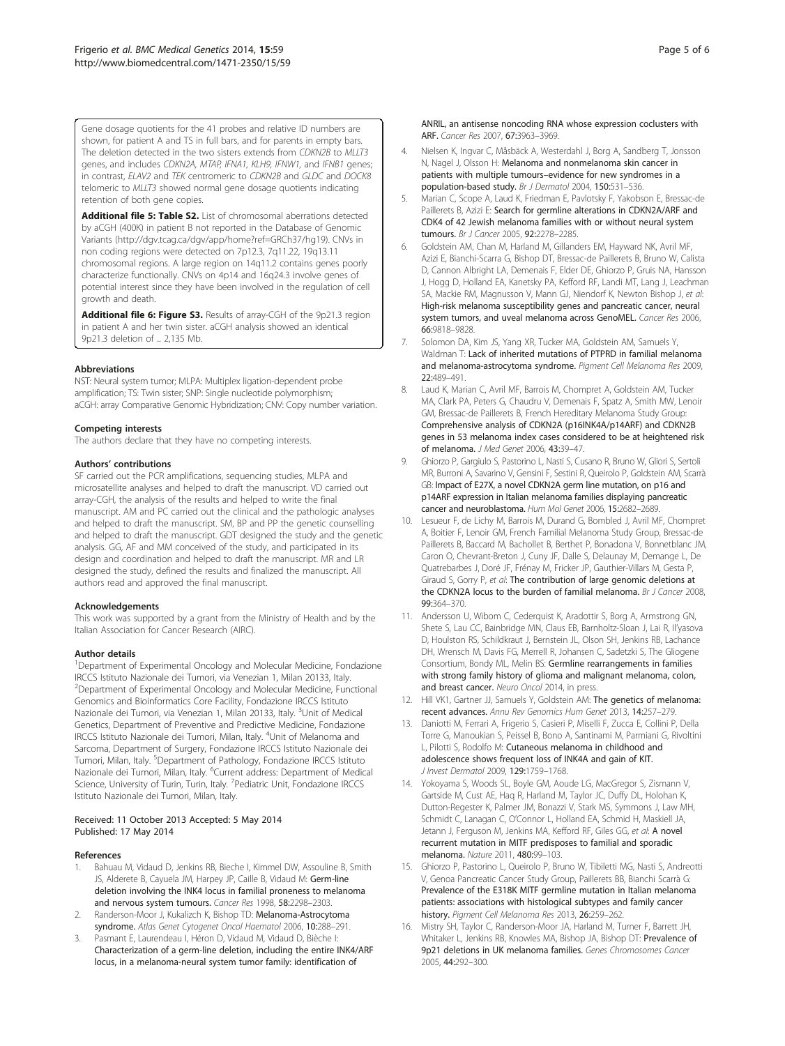Gene dosage quotients for the 41 probes and relative ID numbers are shown, for patient A and TS in full bars, and for parents in empty bars. The deletion detected in the two sisters extends from *CDKN2B* to *MLLT3* genes, and includes *CDKN2A, MTAP, IFNA1, KLH9, IFNW1,* and *IFNB1* genes; in contrast, *ELAV2* and *TEK* centromeric to *CDKN2B* and *GLDC* and *DOCK8* telomeric to *MLLT3* showed normal gene dosage quotients indicating retention of both gene copies.

**Additional file 5: Table S2.** List of chromosomal aberrations detected by aCGH (400K) in patient B not reported in the Database of Genomic Variants (http://dgv.tcag.ca/dgv/app/home?ref=GRCh37/hg19). CNVs in non coding regions were detected on 7p12.3, 7q11.22, 19q13.11 chromosomal regions. A large region on 14q11.2 contains genes poorly characterize functionally. CNVs on 4p14 and 16q24.3 involve genes of potential interest since they have been involved in the regulation of cell growth and death.

**Additional file 6: Figure S3.** Results of array-CGH of the 9p21.3 region in patient A and her twin sister. aCGH analysis showed an identical 9p21.3 deletion of ̴ 2,135 Mb.

#### Abbreviations

NST: Neural system tumor; MLPA: Multiplex ligation-dependent probe amplification; TS: Twin sister; SNP: Single nucleotide polymorphism; aCGH: array Comparative Genomic Hybridization; CNV: Copy number variation.

#### Competing interests

The authors declare that they have no competing interests.

#### Authors' contributions

SF carried out the PCR amplifications, sequencing studies, MLPA and microsatellite analyses and helped to draft the manuscript. VD carried out array-CGH, the analysis of the results and helped to write the final manuscript. AM and PC carried out the clinical and the pathologic analyses and helped to draft the manuscript. SM, BP and PP the genetic counselling and helped to draft the manuscript. GDT designed the study and the genetic analysis. GG, AF and MM conceived of the study, and participated in its design and coordination and helped to draft the manuscript. MR and LR designed the study, defined the results and finalized the manuscript. All authors read and approved the final manuscript.

#### Acknowledgements

This work was supported by a grant from the Ministry of Health and by the Italian Association for Cancer Research (AIRC).

#### Author details

[1]Department of Experimental Oncology and Molecular Medicine, Fondazione IRCCS Istituto Nazionale dei Tumori, via Venezian 1, Milan 20133, Italy. [2]Department of Experimental Oncology and Molecular Medicine, Functional Genomics and Bioinformatics Core Facility, Fondazione IRCCS Istituto Nazionale dei Tumori, via Venezian 1, Milan 20133, Italy. [3]Unit of Medical Genetics, Department of Preventive and Predictive Medicine, Fondazione IRCCS Istituto Nazionale dei Tumori, Milan, Italy. [4]Unit of Melanoma and Sarcoma, Department of Surgery, Fondazione IRCCS Istituto Nazionale dei Tumori, Milan, Italy. [5]Department of Pathology, Fondazione IRCCS Istituto Nazionale dei Tumori, Milan, Italy. [6]Current address: Department of Medical Science, University of Turin, Turin, Italy. [7]Pediatric Unit, Fondazione IRCCS Istituto Nazionale dei Tumori, Milan, Italy.

Received: 11 October 2013 Accepted: 5 May 2014
Published: 17 May 2014

#### References

1. Bahuau M, Vidaud D, Jenkins RB, Bieche I, Kimmel DW, Assouline B, Smith JS, Alderete B, Cayuela JM, Harpey JP, Caille B, Vidaud M: **Germ-line deletion involving the INK4 locus in familial proneness to melanoma and nervous system tumours.** *Cancer Res* 1998, **58**:2298–2303.
2. Randerson-Moor J, Kukalizch K, Bishop TD: **Melanoma-Astrocytoma syndrome.** *Atlas Genet Cytogenet Oncol Haematol* 2006, **10**:288–291.
3. Pasmant E, Laurendeau I, Héron D, Vidaud M, Vidaud D, Bièche I: **Characterization of a germ-line deletion, including the entire INK4/ARF locus, in a melanoma-neural system tumor family: identification of ANRIL, an antisense noncoding RNA whose expression coclusters with ARF.** *Cancer Res* 2007, **67**:3963–3969.
4. Nielsen K, Ingvar C, Måsbäck A, Westerdahl J, Borg A, Sandberg T, Jonsson N, Nagel J, Olsson H: **Melanoma and nonmelanoma skin cancer in patients with multiple tumours–evidence for new syndromes in a population-based study.** *Br J Dermatol* 2004, **150**:531–536.
5. Marian C, Scope A, Laud K, Friedman E, Pavlotsky F, Yakobson E, Bressac-de Paillerets B, Azizi E: **Search for germline alterations in CDKN2A/ARF and CDK4 of 42 Jewish melanoma families with or without neural system tumours.** *Br J Cancer* 2005, **92**:2278–2285.
6. Goldstein AM, Chan M, Harland M, Gillanders EM, Hayward NK, Avril MF, Azizi E, Bianchi-Scarra G, Bishop DT, Bressac-de Paillerets B, Bruno W, Calista D, Cannon Albright LA, Demenais F, Elder DE, Ghiorzo P, Gruis NA, Hansson J, Hogg D, Holland EA, Kanetsky PA, Kefford RF, Landi MT, Lang J, Leachman SA, Mackie RM, Magnusson V, Mann GJ, Niendorf K, Newton Bishop J, *et al*: **High-risk melanoma susceptibility genes and pancreatic cancer, neural system tumors, and uveal melanoma across GenoMEL.** *Cancer Res* 2006, **66**:9818–9828.
7. Solomon DA, Kim JS, Yang XR, Tucker MA, Goldstein AM, Samuels Y, Waldman T: **Lack of inherited mutations of PTPRD in familial melanoma and melanoma-astrocytoma syndrome.** *Pigment Cell Melanoma Res* 2009, **22**:489–491.
8. Laud K, Marian C, Avril MF, Barrois M, Chompret A, Goldstein AM, Tucker MA, Clark PA, Peters G, Chaudru V, Demenais F, Spatz A, Smith MW, Lenoir GM, Bressac-de Paillerets B, French Hereditary Melanoma Study Group: **Comprehensive analysis of CDKN2A (p16INK4A/p14ARF) and CDKN2B genes in 53 melanoma index cases considered to be at heightened risk of melanoma.** *J Med Genet* 2006, **43**:39–47.
9. Ghiorzo P, Gargiulo S, Pastorino L, Nasti S, Cusano R, Bruno W, Gliori S, Sertoli MR, Burroni A, Savarino V, Gensini F, Sestini R, Queirolo P, Goldstein AM, Scarrà GB: **Impact of E27X, a novel CDKN2A germ line mutation, on p16 and p14ARF expression in Italian melanoma families displaying pancreatic cancer and neuroblastoma.** *Hum Mol Genet* 2006, **15**:2682–2689.
10. Lesueur F, de Lichy M, Barrois M, Durand G, Bombled J, Avril MF, Chompret A, Boitier F, Lenoir GM, French Familial Melanoma Study Group, Bressac-de Paillerets B, Baccard M, Bachollet B, Berthet P, Bonadona V, Bonnetblanc JM, Caron O, Chevrant-Breton J, Cuny JF, Dalle S, Delaunay M, Demange L, De Quatrebarbes J, Doré JF, Frénay M, Fricker JP, Gauthier-Villars M, Gesta P, Giraud S, Gorry P, *et al*: **The contribution of large genomic deletions at the CDKN2A locus to the burden of familial melanoma.** *Br J Cancer* 2008, **99**:364–370.
11. Andersson U, Wibom C, Cederquist K, Aradottir S, Borg A, Armstrong GN, Shete S, Lau CC, Bainbridge MN, Claus EB, Barnholtz-Sloan J, Lai R, Il'yasova D, Houlston RS, Schildkraut J, Bernstein JL, Olson SH, Jenkins RB, Lachance DH, Wrensch M, Davis FG, Merrell R, Johansen C, Sadetzki S, The Gliogene Consortium, Bondy ML, Melin BS: **Germline rearrangements in families with strong family history of glioma and malignant melanoma, colon, and breast cancer.** *Neuro Oncol* 2014, in press.
12. Hill VK1, Gartner JJ, Samuels Y, Goldstein AM: **The genetics of melanoma: recent advances.** *Annu Rev Genomics Hum Genet* 2013, **14**:257–279.
13. Daniotti M, Ferrari A, Frigerio S, Casieri P, Miselli F, Zucca E, Collini P, Della Torre G, Manoukian S, Peissel B, Bono A, Santinami M, Parmiani G, Rivoltini L, Pilotti S, Rodolfo M: **Cutaneous melanoma in childhood and adolescence shows frequent loss of INK4A and gain of KIT.** *J Invest Dermatol* 2009, **129**:1759–1768.
14. Yokoyama S, Woods SL, Boyle GM, Aoude LG, MacGregor S, Zismann V, Gartside M, Cust AE, Haq R, Harland M, Taylor JC, Duffy DL, Holohan K, Dutton-Regester K, Palmer JM, Bonazzi V, Stark MS, Symmons J, Law MH, Schmidt C, Lanagan C, O'Connor L, Holland EA, Schmid H, Maskiell JA, Jetann J, Ferguson M, Jenkins MA, Kefford RF, Giles GG, *et al*: **A novel recurrent mutation in MITF predisposes to familial and sporadic melanoma.** *Nature* 2011, **480**:99–103.
15. Ghiorzo P, Pastorino L, Queirolo P, Bruno W, Tibiletti MG, Nasti S, Andreotti V, Genoa Pancreatic Cancer Study Group, Paillerets BB, Bianchi Scarrà G: **Prevalence of the E318K MITF germline mutation in Italian melanoma patients: associations with histological subtypes and family cancer history.** *Pigment Cell Melanoma Res* 2013, **26**:259–262.
16. Mistry SH, Taylor C, Randerson-Moor JA, Harland M, Turner F, Barrett JH, Whitaker L, Jenkins RB, Knowles MA, Bishop JA, Bishop DT: **Prevalence of 9p21 deletions in UK melanoma families.** *Genes Chromosomes Cancer* 2005, **44**:292–300.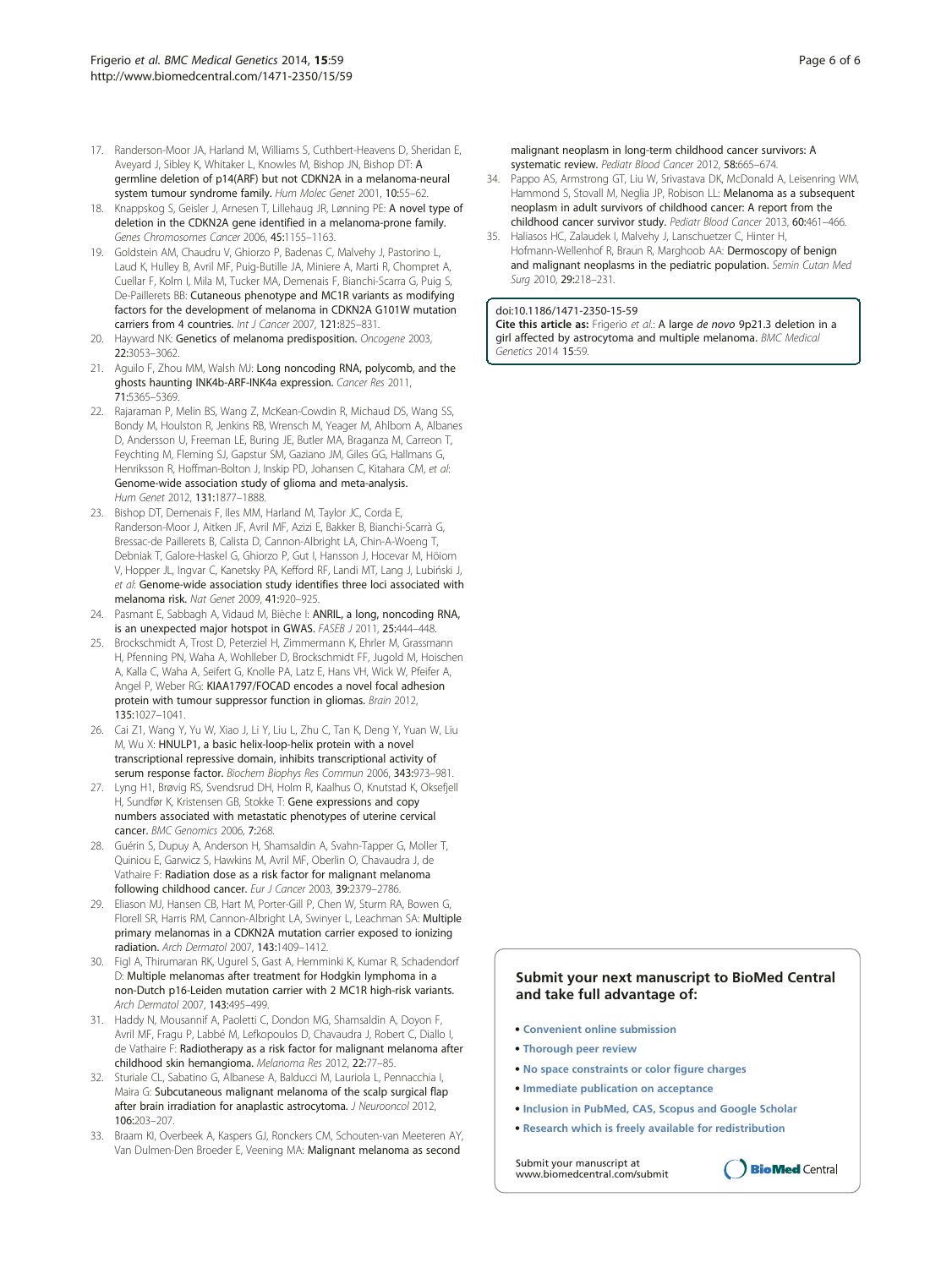17. Randerson-Moor JA, Harland M, Williams S, Cuthbert-Heavens D, Sheridan E, Aveyard J, Sibley K, Whitaker L, Knowles M, Bishop JN, Bishop DT: **A germline deletion of p14(ARF) but not CDKN2A in a melanoma-neural system tumour syndrome family.** *Hum Molec Genet* 2001, **10:**55–62.
18. Knappskog S, Geisler J, Arnesen T, Lillehaug JR, Lønning PE: **A novel type of deletion in the CDKN2A gene identified in a melanoma-prone family.** *Genes Chromosomes Cancer* 2006, **45:**1155–1163.
19. Goldstein AM, Chaudru V, Ghiorzo P, Badenas C, Malvehy J, Pastorino L, Laud K, Hulley B, Avril MF, Puig-Butille JA, Miniere A, Marti R, Chompret A, Cuellar F, Kolm I, Mila M, Tucker MA, Demenais F, Bianchi-Scarra G, Puig S, De-Paillerets BB: **Cutaneous phenotype and MC1R variants as modifying factors for the development of melanoma in CDKN2A G101W mutation carriers from 4 countries.** *Int J Cancer* 2007, **121:**825–831.
20. Hayward NK: **Genetics of melanoma predisposition.** *Oncogene* 2003, **22:**3053–3062.
21. Aguilo F, Zhou MM, Walsh MJ: **Long noncoding RNA, polycomb, and the ghosts haunting INK4b-ARF-INK4a expression.** *Cancer Res* 2011, **71:**5365–5369.
22. Rajaraman P, Melin BS, Wang Z, McKean-Cowdin R, Michaud DS, Wang SS, Bondy M, Houlston R, Jenkins RB, Wrensch M, Yeager M, Ahlbom A, Albanes D, Andersson U, Freeman LE, Buring JE, Butler MA, Braganza M, Carreon T, Feychting M, Fleming SJ, Gapstur SM, Gaziano JM, Giles GG, Hallmans G, Henriksson R, Hoffman-Bolton J, Inskip PD, Johansen C, Kitahara CM, *et al*: **Genome-wide association study of glioma and meta-analysis.** *Hum Genet* 2012, **131:**1877–1888.
23. Bishop DT, Demenais F, Iles MM, Harland M, Taylor JC, Corda E, Randerson-Moor J, Aitken JF, Avril MF, Azizi E, Bakker B, Bianchi-Scarrà G, Bressac-de Paillerets B, Calista D, Cannon-Albright LA, Chin-A-Woeng T, Debniak T, Galore-Haskel G, Ghiorzo P, Gut I, Hansson J, Hocevar M, Höiom V, Hopper JL, Ingvar C, Kanetsky PA, Kefford RF, Landi MT, Lang J, Lubiński J, *et al*: **Genome-wide association study identifies three loci associated with melanoma risk.** *Nat Genet* 2009, **41:**920–925.
24. Pasmant E, Sabbagh A, Vidaud M, Bièche I: **ANRIL, a long, noncoding RNA, is an unexpected major hotspot in GWAS.** *FASEB J* 2011, **25:**444–448.
25. Brockschmidt A, Trost D, Peterziel H, Zimmermann K, Ehrler M, Grassmann H, Pfenning PN, Waha A, Wohlleber D, Brockschmidt FF, Jugold M, Hoischen A, Kalla C, Waha A, Seifert G, Knolle PA, Latz E, Hans VH, Wick W, Pfeifer A, Angel P, Weber RG: **KIAA1797/FOCAD encodes a novel focal adhesion protein with tumour suppressor function in gliomas.** *Brain* 2012, **135:**1027–1041.
26. Cai Z1, Wang Y, Yu W, Xiao J, Li Y, Liu L, Zhu C, Tan K, Deng Y, Yuan W, Liu M, Wu X: **HNULP1, a basic helix-loop-helix protein with a novel transcriptional repressive domain, inhibits transcriptional activity of serum response factor.** *Biochem Biophys Res Commun* 2006, **343:**973–981.
27. Lyng H1, Brøvig RS, Svendsrud DH, Holm R, Kaalhus O, Knutstad K, Oksefjell H, Sundfør K, Kristensen GB, Stokke T: **Gene expressions and copy numbers associated with metastatic phenotypes of uterine cervical cancer.** *BMC Genomics* 2006, **7:**268.
28. Guérin S, Dupuy A, Anderson H, Shamsaldin A, Svahn-Tapper G, Moller T, Quiniou E, Garwicz S, Hawkins M, Avril MF, Oberlin O, Chavaudra J, de Vathaire F: **Radiation dose as a risk factor for malignant melanoma following childhood cancer.** *Eur J Cancer* 2003, **39:**2379–2786.
29. Eliason MJ, Hansen CB, Hart M, Porter-Gill P, Chen W, Sturm RA, Bowen G, Florell SR, Harris RM, Cannon-Albright LA, Swinyer L, Leachman SA: **Multiple primary melanomas in a CDKN2A mutation carrier exposed to ionizing radiation.** *Arch Dermatol* 2007, **143:**1409–1412.
30. Figl A, Thirumaran RK, Ugurel S, Gast A, Hemminki K, Kumar R, Schadendorf D: **Multiple melanomas after treatment for Hodgkin lymphoma in a non-Dutch p16-Leiden mutation carrier with 2 MC1R high-risk variants.** *Arch Dermatol* 2007, **143:**495–499.
31. Haddy N, Mousannif A, Paoletti C, Dondon MG, Shamsaldin A, Doyon F, Avril MF, Fragu P, Labbé M, Lefkopoulos D, Chavaudra J, Robert C, Diallo I, de Vathaire F: **Radiotherapy as a risk factor for malignant melanoma after childhood skin hemangioma.** *Melanoma Res* 2012, **22:**77–85.
32. Sturiale CL, Sabatino G, Albanese A, Balducci M, Lauriola L, Pennacchia I, Maira G: **Subcutaneous malignant melanoma of the scalp surgical flap after brain irradiation for anaplastic astrocytoma.** *J Neurooncol* 2012, **106:**203–207.
33. Braam KI, Overbeek A, Kaspers GJ, Ronckers CM, Schouten-van Meeteren AY, Van Dulmen-Den Broeder E, Veening MA: **Malignant melanoma as second malignant neoplasm in long-term childhood cancer survivors: A systematic review.** *Pediatr Blood Cancer* 2012, **58:**665–674.
34. Pappo AS, Armstrong GT, Liu W, Srivastava DK, McDonald A, Leisenring WM, Hammond S, Stovall M, Neglia JP, Robison LL: **Melanoma as a subsequent neoplasm in adult survivors of childhood cancer: A report from the childhood cancer survivor study.** *Pediatr Blood Cancer* 2013, **60:**461–466.
35. Haliasos HC, Zalaudek I, Malvehy J, Lanschuetzer C, Hinter H, Hofmann-Wellenhof R, Braun R, Marghoob AA: **Dermoscopy of benign and malignant neoplasms in the pediatric population.** *Semin Cutan Med Surg* 2010, **29:**218–231.

doi:10.1186/1471-2350-15-59

**Cite this article as:** Frigerio *et al.*: A large *de novo* 9p21.3 deletion in a girl affected by astrocytoma and multiple melanoma. *BMC Medical Genetics* 2014 **15**:59.

**Submit your next manuscript to BioMed Central and take full advantage of:**

- **Convenient online submission**
- **Thorough peer review**
- **No space constraints or color figure charges**
- **Immediate publication on acceptance**
- **Inclusion in PubMed, CAS, Scopus and Google Scholar**
- **Research which is freely available for redistribution**

Submit your manuscript at www.biomedcentral.com/submit